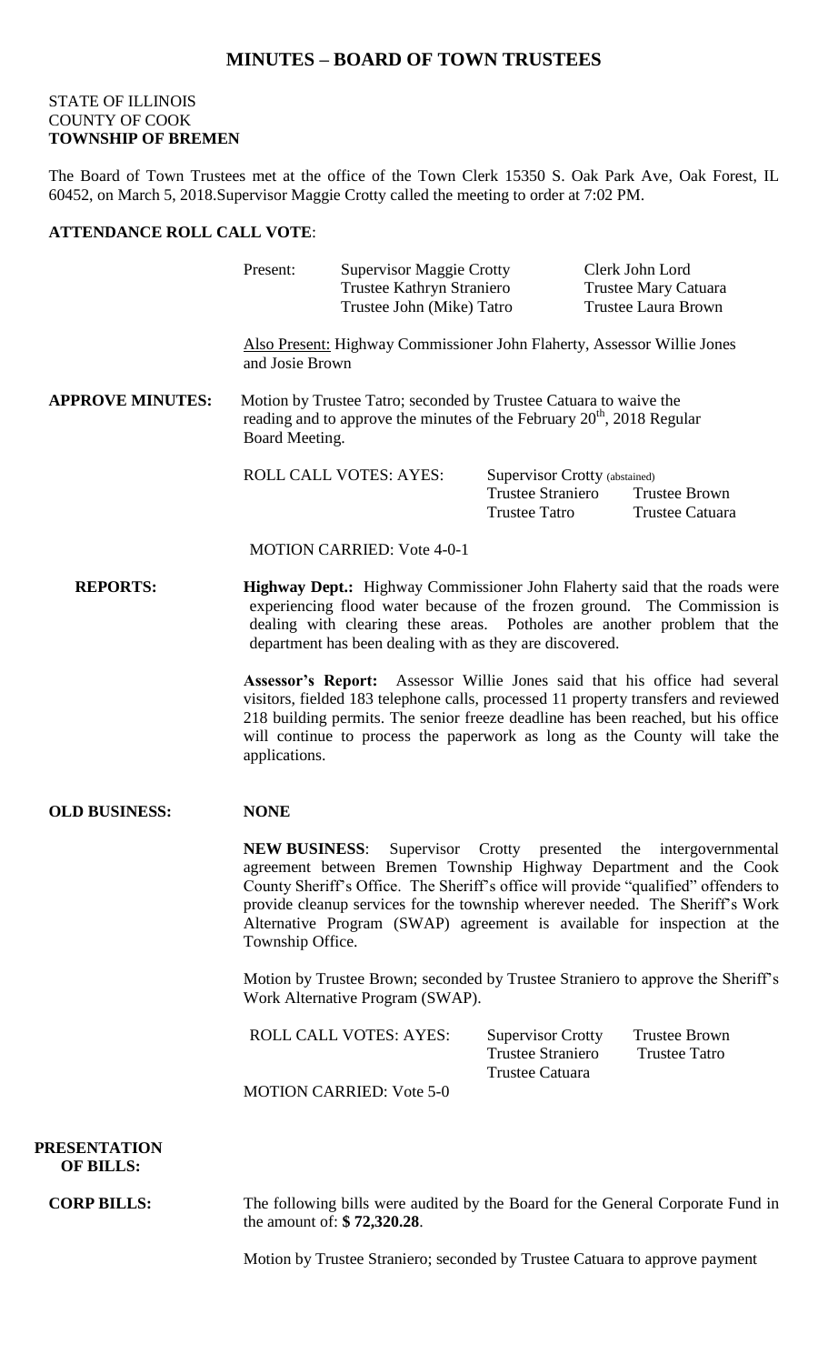# MINUTES – BOARD OF TOWN TRUSTEES

STATE OF ILLINOIS
COUNTY OF COOK
**TOWNSHIP OF BREMEN**

The Board of Town Trustees met at the office of the Town Clerk 15350 S. Oak Park Ave, Oak Forest, IL 60452, on March 5, 2018.Supervisor Maggie Crotty called the meeting to order at 7:02 PM.

**ATTENDANCE ROLL CALL VOTE**:

Present: Supervisor Maggie Crotty, Clerk John Lord, Trustee Kathryn Straniero, Trustee Mary Catuara, Trustee John (Mike) Tatro, Trustee Laura Brown

Also Present: Highway Commissioner John Flaherty, Assessor Willie Jones and Josie Brown

**APPROVE MINUTES:** Motion by Trustee Tatro; seconded by Trustee Catuara to waive the reading and to approve the minutes of the February 20th, 2018 Regular Board Meeting.

ROLL CALL VOTES: AYES: Supervisor Crotty (abstained), Trustee Straniero, Trustee Brown, Trustee Tatro, Trustee Catuara

MOTION CARRIED: Vote 4-0-1

**REPORTS:** **Highway Dept.:** Highway Commissioner John Flaherty said that the roads were experiencing flood water because of the frozen ground. The Commission is dealing with clearing these areas. Potholes are another problem that the department has been dealing with as they are discovered.

**Assessor's Report:** Assessor Willie Jones said that his office had several visitors, fielded 183 telephone calls, processed 11 property transfers and reviewed 218 building permits. The senior freeze deadline has been reached, but his office will continue to process the paperwork as long as the County will take the applications.

**OLD BUSINESS:** **NONE**

**NEW BUSINESS**: Supervisor Crotty presented the intergovernmental agreement between Bremen Township Highway Department and the Cook County Sheriff's Office. The Sheriff's office will provide "qualified" offenders to provide cleanup services for the township wherever needed. The Sheriff's Work Alternative Program (SWAP) agreement is available for inspection at the Township Office.

Motion by Trustee Brown; seconded by Trustee Straniero to approve the Sheriff's Work Alternative Program (SWAP).

ROLL CALL VOTES: AYES: Supervisor Crotty, Trustee Brown, Trustee Straniero, Trustee Tatro, Trustee Catuara

MOTION CARRIED: Vote 5-0

**PRESENTATION OF BILLS:**

**CORP BILLS:** The following bills were audited by the Board for the General Corporate Fund in the amount of: **$ 72,320.28**.

Motion by Trustee Straniero; seconded by Trustee Catuara to approve payment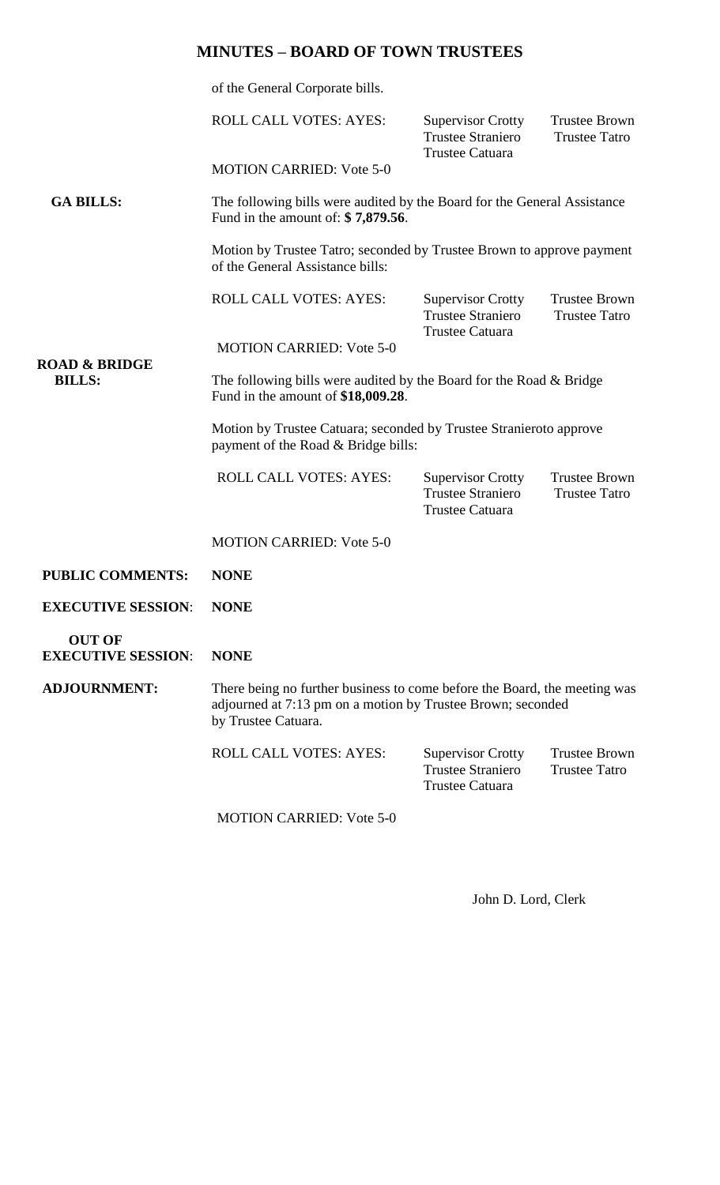# MINUTES – BOARD OF TOWN TRUSTEES

of the General Corporate bills.

ROLL CALL VOTES: AYES: Supervisor Crotty, Trustee Straniero, Trustee Catuara, Trustee Brown, Trustee Tatro

MOTION CARRIED: Vote 5-0

**GA BILLS:** The following bills were audited by the Board for the General Assistance Fund in the amount of: **$ 7,879.56**.

Motion by Trustee Tatro; seconded by Trustee Brown to approve payment of the General Assistance bills:

ROLL CALL VOTES: AYES: Supervisor Crotty, Trustee Straniero, Trustee Catuara, Trustee Brown, Trustee Tatro

MOTION CARRIED: Vote 5-0

**ROAD & BRIDGE BILLS:** The following bills were audited by the Board for the Road & Bridge Fund in the amount of **$18,009.28**.

Motion by Trustee Catuara; seconded by Trustee Stranieroto approve payment of the Road & Bridge bills:

ROLL CALL VOTES: AYES: Supervisor Crotty, Trustee Straniero, Trustee Catuara, Trustee Brown, Trustee Tatro

MOTION CARRIED: Vote 5-0

**PUBLIC COMMENTS:** **NONE**

**EXECUTIVE SESSION**: **NONE**

**OUT OF EXECUTIVE SESSION**: **NONE**

**ADJOURNMENT:** There being no further business to come before the Board, the meeting was adjourned at 7:13 pm on a motion by Trustee Brown; seconded by Trustee Catuara.

ROLL CALL VOTES: AYES: Supervisor Crotty, Trustee Straniero, Trustee Catuara, Trustee Brown, Trustee Tatro

MOTION CARRIED: Vote 5-0

John D. Lord, Clerk